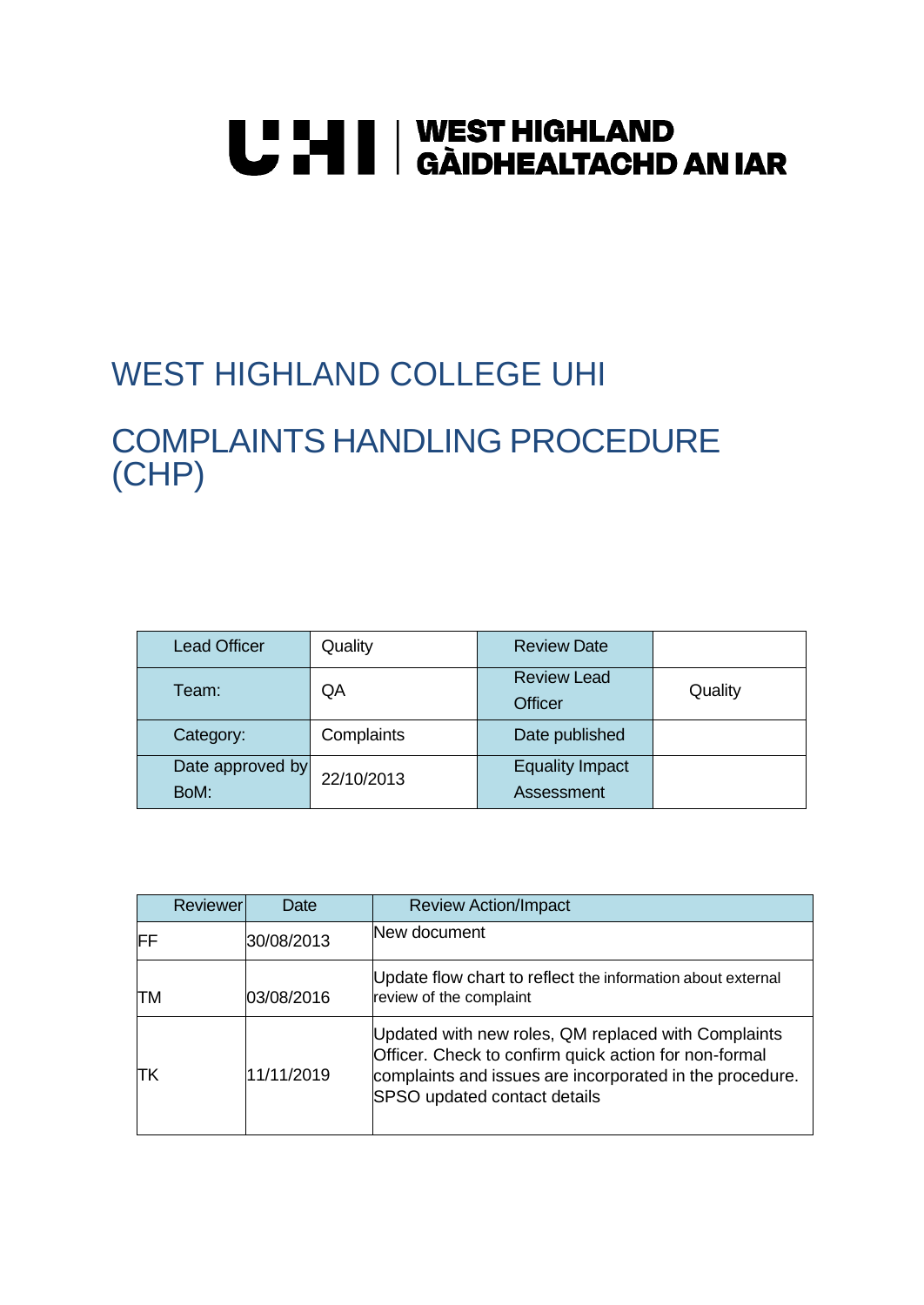UHI | WEST HIGHLAND
GÀIDHEALTACHD AN IAR

# WEST HIGHLAND COLLEGE UHI

# COMPLAINTS HANDLING PROCEDURE (CHP)

| Lead Officer | Quality | Review Date | |
|---|---|---|---|
| Team: | QA | Review Lead Officer | Quality |
| Category: | Complaints | Date published | |
| Date approved by BoM: | 22/10/2013 | Equality Impact Assessment | |

| Reviewer | Date | Review Action/Impact |
|---|---|---|
| FF | 30/08/2013 | New document |
| TM | 03/08/2016 | Update flow chart to reflect the information about external review of the complaint |
| TK | 11/11/2019 | Updated with new roles, QM replaced with Complaints Officer. Check to confirm quick action for non-formal complaints and issues are incorporated in the procedure. SPSO updated contact details |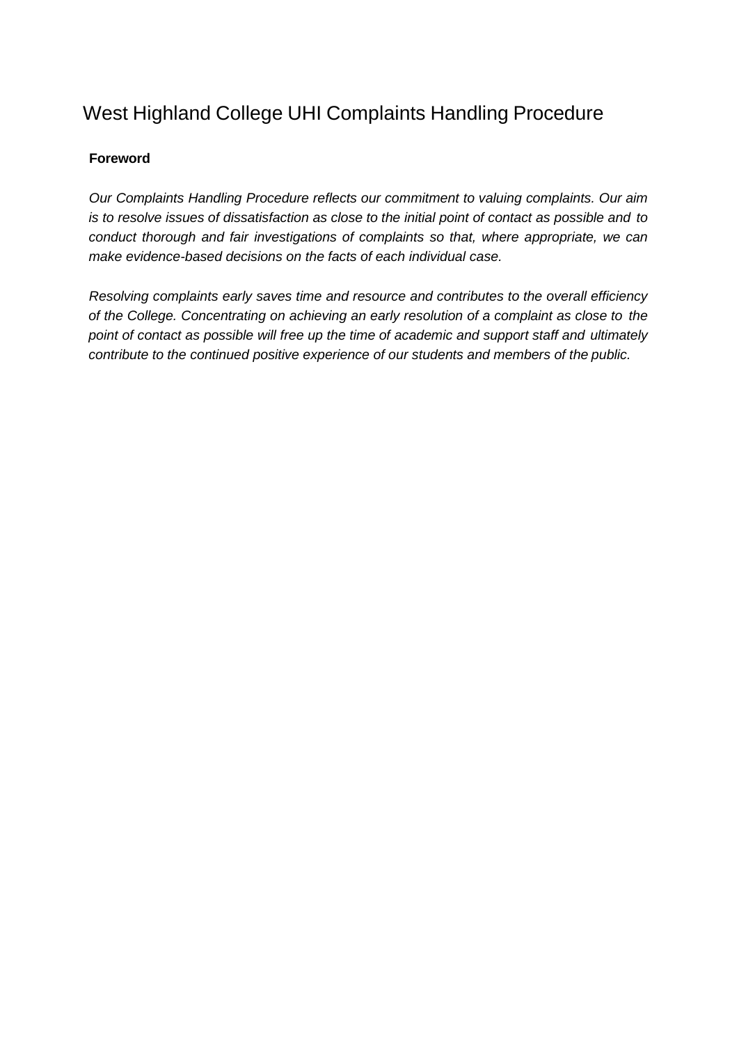# West Highland College UHI Complaints Handling Procedure

## Foreword

*Our Complaints Handling Procedure reflects our commitment to valuing complaints. Our aim is to resolve issues of dissatisfaction as close to the initial point of contact as possible and to conduct thorough and fair investigations of complaints so that, where appropriate, we can make evidence-based decisions on the facts of each individual case.*

*Resolving complaints early saves time and resource and contributes to the overall efficiency of the College. Concentrating on achieving an early resolution of a complaint as close to the point of contact as possible will free up the time of academic and support staff and ultimately contribute to the continued positive experience of our students and members of the public.*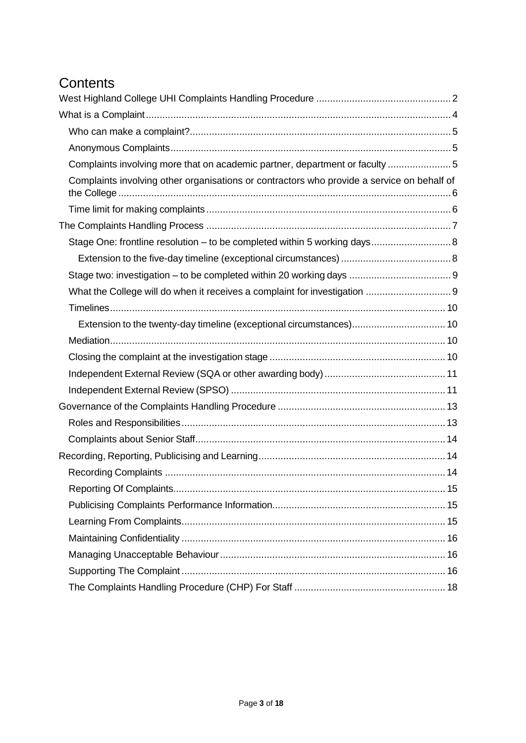# Contents

- West Highland College UHI Complaints Handling Procedure ..... 2
- What is a Complaint ..... 4
  - Who can make a complaint? ..... 5
  - Anonymous Complaints ..... 5
  - Complaints involving more that on academic partner, department or faculty ..... 5
  - Complaints involving other organisations or contractors who provide a service on behalf of the College ..... 6
  - Time limit for making complaints ..... 6
- The Complaints Handling Process ..... 7
  - Stage One: frontline resolution – to be completed within 5 working days ..... 8
    - Extension to the five-day timeline (exceptional circumstances) ..... 8
  - Stage two: investigation – to be completed within 20 working days ..... 9
  - What the College will do when it receives a complaint for investigation ..... 9
  - Timelines ..... 10
    - Extension to the twenty-day timeline (exceptional circumstances) ..... 10
  - Mediation ..... 10
  - Closing the complaint at the investigation stage ..... 10
  - Independent External Review (SQA or other awarding body) ..... 11
  - Independent External Review (SPSO) ..... 11
- Governance of the Complaints Handling Procedure ..... 13
  - Roles and Responsibilities ..... 13
  - Complaints about Senior Staff ..... 14
- Recording, Reporting, Publicising and Learning ..... 14
  - Recording Complaints ..... 14
  - Reporting Of Complaints ..... 15
  - Publicising Complaints Performance Information ..... 15
  - Learning From Complaints ..... 15
  - Maintaining Confidentiality ..... 16
  - Managing Unacceptable Behaviour ..... 16
  - Supporting The Complaint ..... 16
  - The Complaints Handling Procedure (CHP) For Staff ..... 18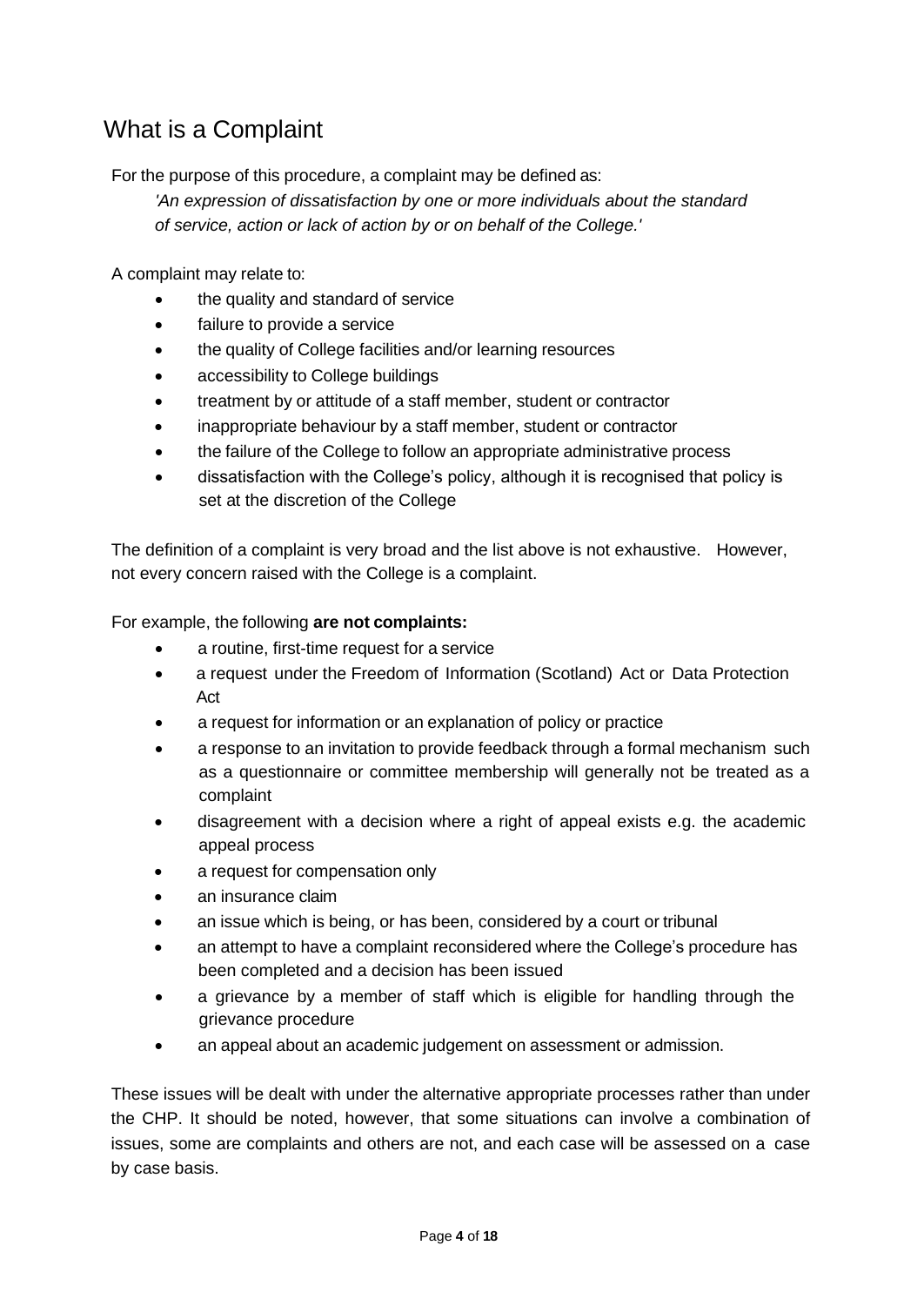## What is a Complaint

For the purpose of this procedure, a complaint may be defined as:

*'An expression of dissatisfaction by one or more individuals about the standard of service, action or lack of action by or on behalf of the College.'*

A complaint may relate to:

- the quality and standard of service
- failure to provide a service
- the quality of College facilities and/or learning resources
- accessibility to College buildings
- treatment by or attitude of a staff member, student or contractor
- inappropriate behaviour by a staff member, student or contractor
- the failure of the College to follow an appropriate administrative process
- dissatisfaction with the College's policy, although it is recognised that policy is set at the discretion of the College

The definition of a complaint is very broad and the list above is not exhaustive. However, not every concern raised with the College is a complaint.

For example, the following **are not complaints:**

- a routine, first-time request for a service
- a request under the Freedom of Information (Scotland) Act or Data Protection Act
- a request for information or an explanation of policy or practice
- a response to an invitation to provide feedback through a formal mechanism such as a questionnaire or committee membership will generally not be treated as a complaint
- disagreement with a decision where a right of appeal exists e.g. the academic appeal process
- a request for compensation only
- an insurance claim
- an issue which is being, or has been, considered by a court or tribunal
- an attempt to have a complaint reconsidered where the College's procedure has been completed and a decision has been issued
- a grievance by a member of staff which is eligible for handling through the grievance procedure
- an appeal about an academic judgement on assessment or admission.

These issues will be dealt with under the alternative appropriate processes rather than under the CHP. It should be noted, however, that some situations can involve a combination of issues, some are complaints and others are not, and each case will be assessed on a case by case basis.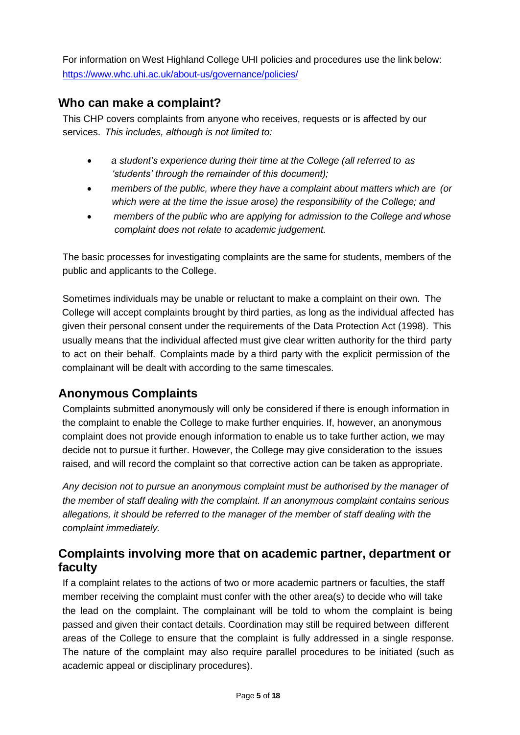For information on West Highland College UHI policies and procedures use the link below: https://www.whc.uhi.ac.uk/about-us/governance/policies/

## Who can make a complaint?

This CHP covers complaints from anyone who receives, requests or is affected by our services. *This includes, although is not limited to:*

- *a student's experience during their time at the College (all referred to as 'students' through the remainder of this document);*
- *members of the public, where they have a complaint about matters which are (or which were at the time the issue arose) the responsibility of the College; and*
- *members of the public who are applying for admission to the College and whose complaint does not relate to academic judgement.*

The basic processes for investigating complaints are the same for students, members of the public and applicants to the College.

Sometimes individuals may be unable or reluctant to make a complaint on their own. The College will accept complaints brought by third parties, as long as the individual affected has given their personal consent under the requirements of the Data Protection Act (1998). This usually means that the individual affected must give clear written authority for the third party to act on their behalf. Complaints made by a third party with the explicit permission of the complainant will be dealt with according to the same timescales.

## Anonymous Complaints

Complaints submitted anonymously will only be considered if there is enough information in the complaint to enable the College to make further enquiries. If, however, an anonymous complaint does not provide enough information to enable us to take further action, we may decide not to pursue it further. However, the College may give consideration to the issues raised, and will record the complaint so that corrective action can be taken as appropriate.

*Any decision not to pursue an anonymous complaint must be authorised by the manager of the member of staff dealing with the complaint. If an anonymous complaint contains serious allegations, it should be referred to the manager of the member of staff dealing with the complaint immediately.*

## Complaints involving more that on academic partner, department or faculty

If a complaint relates to the actions of two or more academic partners or faculties, the staff member receiving the complaint must confer with the other area(s) to decide who will take the lead on the complaint. The complainant will be told to whom the complaint is being passed and given their contact details. Coordination may still be required between different areas of the College to ensure that the complaint is fully addressed in a single response. The nature of the complaint may also require parallel procedures to be initiated (such as academic appeal or disciplinary procedures).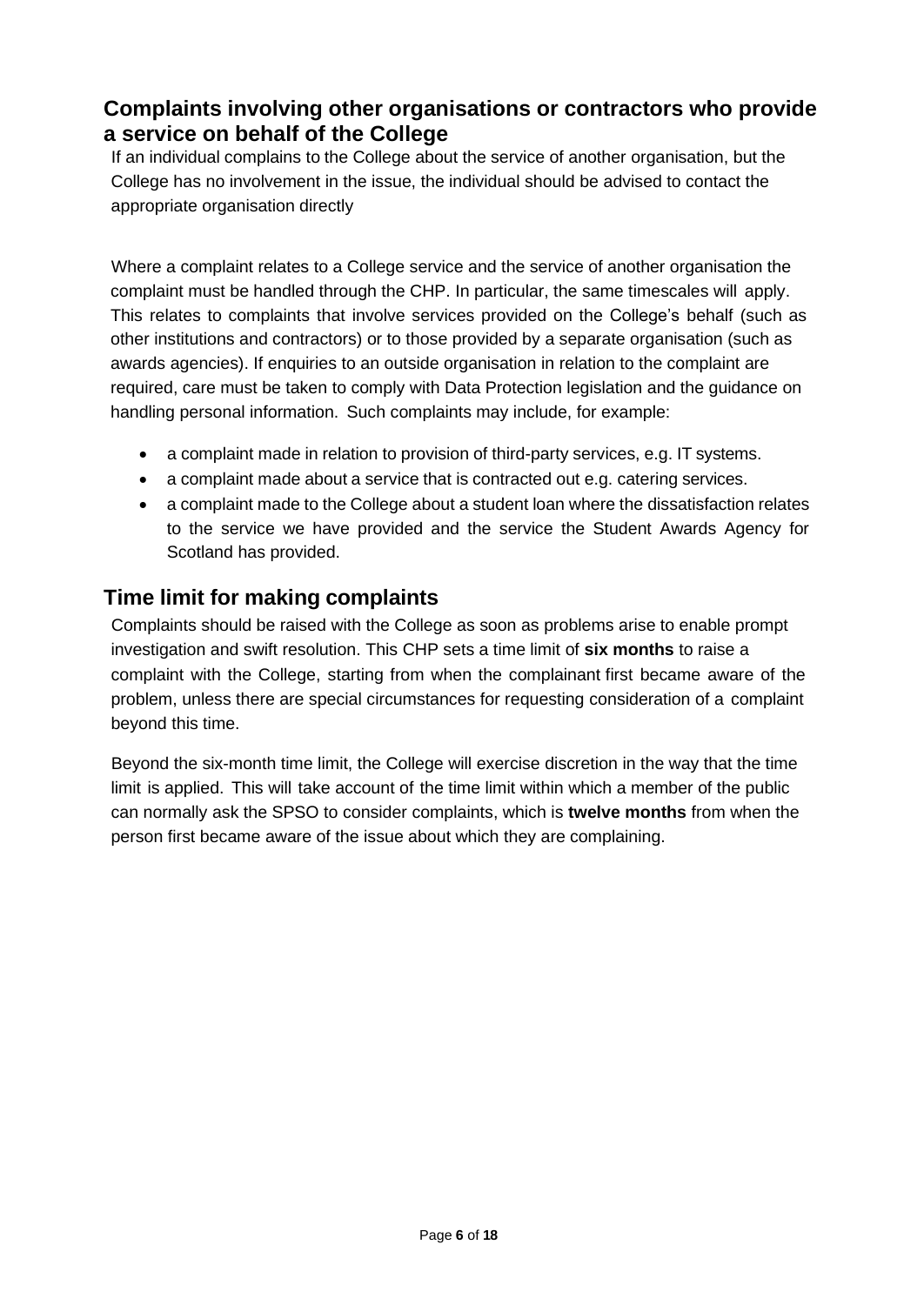## Complaints involving other organisations or contractors who provide a service on behalf of the College

If an individual complains to the College about the service of another organisation, but the College has no involvement in the issue, the individual should be advised to contact the appropriate organisation directly

Where a complaint relates to a College service and the service of another organisation the complaint must be handled through the CHP. In particular, the same timescales will apply. This relates to complaints that involve services provided on the College's behalf (such as other institutions and contractors) or to those provided by a separate organisation (such as awards agencies). If enquiries to an outside organisation in relation to the complaint are required, care must be taken to comply with Data Protection legislation and the guidance on handling personal information. Such complaints may include, for example:

- a complaint made in relation to provision of third-party services, e.g. IT systems.
- a complaint made about a service that is contracted out e.g. catering services.
- a complaint made to the College about a student loan where the dissatisfaction relates to the service we have provided and the service the Student Awards Agency for Scotland has provided.

## Time limit for making complaints

Complaints should be raised with the College as soon as problems arise to enable prompt investigation and swift resolution. This CHP sets a time limit of **six months** to raise a complaint with the College, starting from when the complainant first became aware of the problem, unless there are special circumstances for requesting consideration of a complaint beyond this time.

Beyond the six-month time limit, the College will exercise discretion in the way that the time limit is applied. This will take account of the time limit within which a member of the public can normally ask the SPSO to consider complaints, which is **twelve months** from when the person first became aware of the issue about which they are complaining.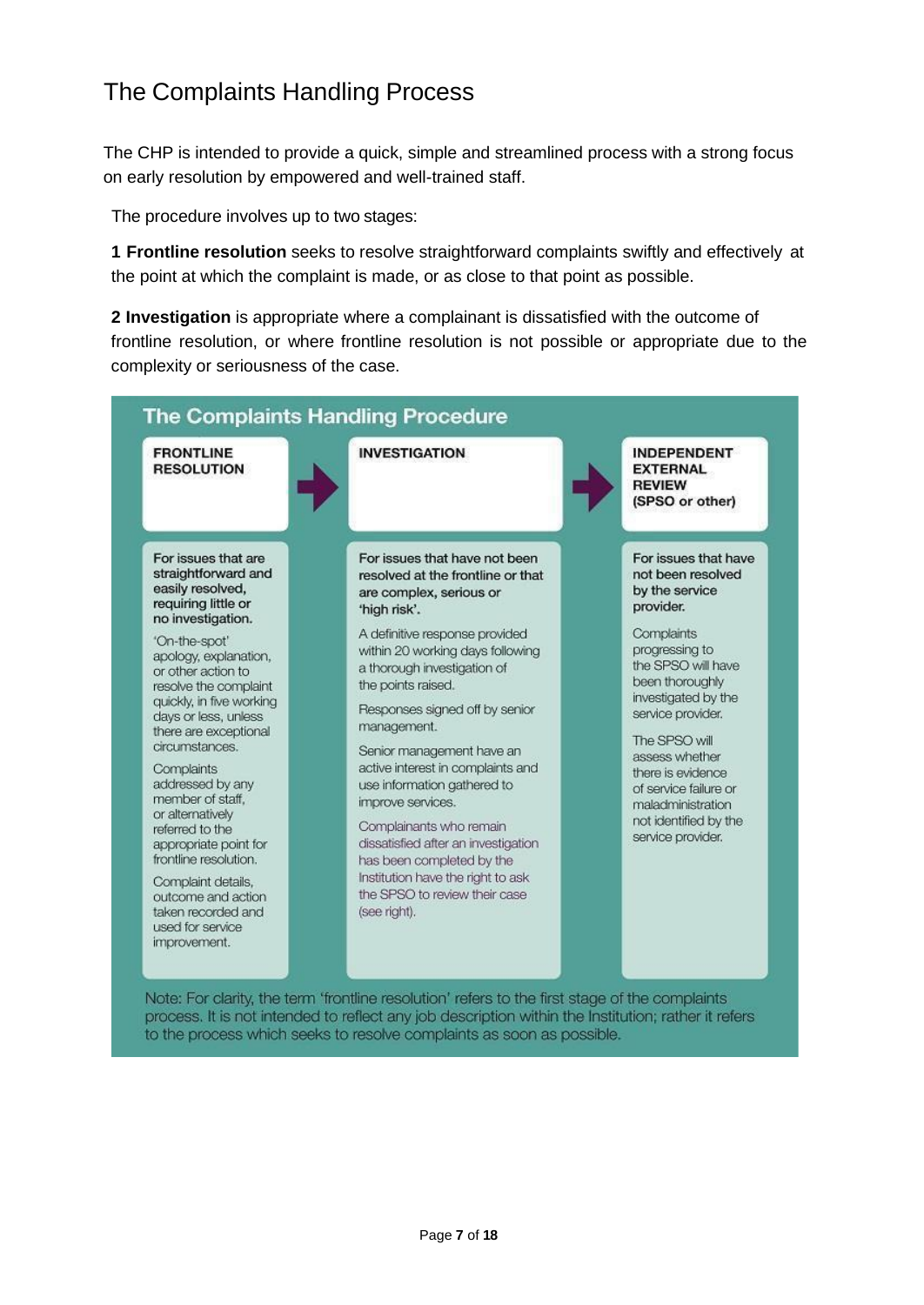# The Complaints Handling Process

The CHP is intended to provide a quick, simple and streamlined process with a strong focus on early resolution by empowered and well-trained staff.

The procedure involves up to two stages:

**1 Frontline resolution** seeks to resolve straightforward complaints swiftly and effectively at the point at which the complaint is made, or as close to that point as possible.

**2 Investigation** is appropriate where a complainant is dissatisfied with the outcome of frontline resolution, or where frontline resolution is not possible or appropriate due to the complexity or seriousness of the case.

## The Complaints Handling Procedure

| FRONTLINE RESOLUTION | INVESTIGATION | INDEPENDENT EXTERNAL REVIEW (SPSO or other) |
|---|---|---|
| **For issues that are straightforward and easily resolved, requiring little or no investigation.**<br><br>'On-the-spot' apology, explanation, or other action to resolve the complaint quickly, in five working days or less, unless there are exceptional circumstances.<br><br>Complaints addressed by any member of staff, or alternatively referred to the appropriate point for frontline resolution.<br><br>Complaint details, outcome and action taken recorded and used for service improvement. | **For issues that have not been resolved at the frontline or that are complex, serious or 'high risk'.**<br><br>A definitive response provided within 20 working days following a thorough investigation of the points raised.<br><br>Responses signed off by senior management.<br><br>Senior management have an active interest in complaints and use information gathered to improve services.<br><br>Complainants who remain dissatisfied after an investigation has been completed by the Institution have the right to ask the SPSO to review their case (see right). | **For issues that have not been resolved by the service provider.**<br><br>Complaints progressing to the SPSO will have been thoroughly investigated by the service provider.<br><br>The SPSO will assess whether there is evidence of service failure or maladministration not identified by the service provider. |

Note: For clarity, the term 'frontline resolution' refers to the first stage of the complaints process. It is not intended to reflect any job description within the Institution; rather it refers to the process which seeks to resolve complaints as soon as possible.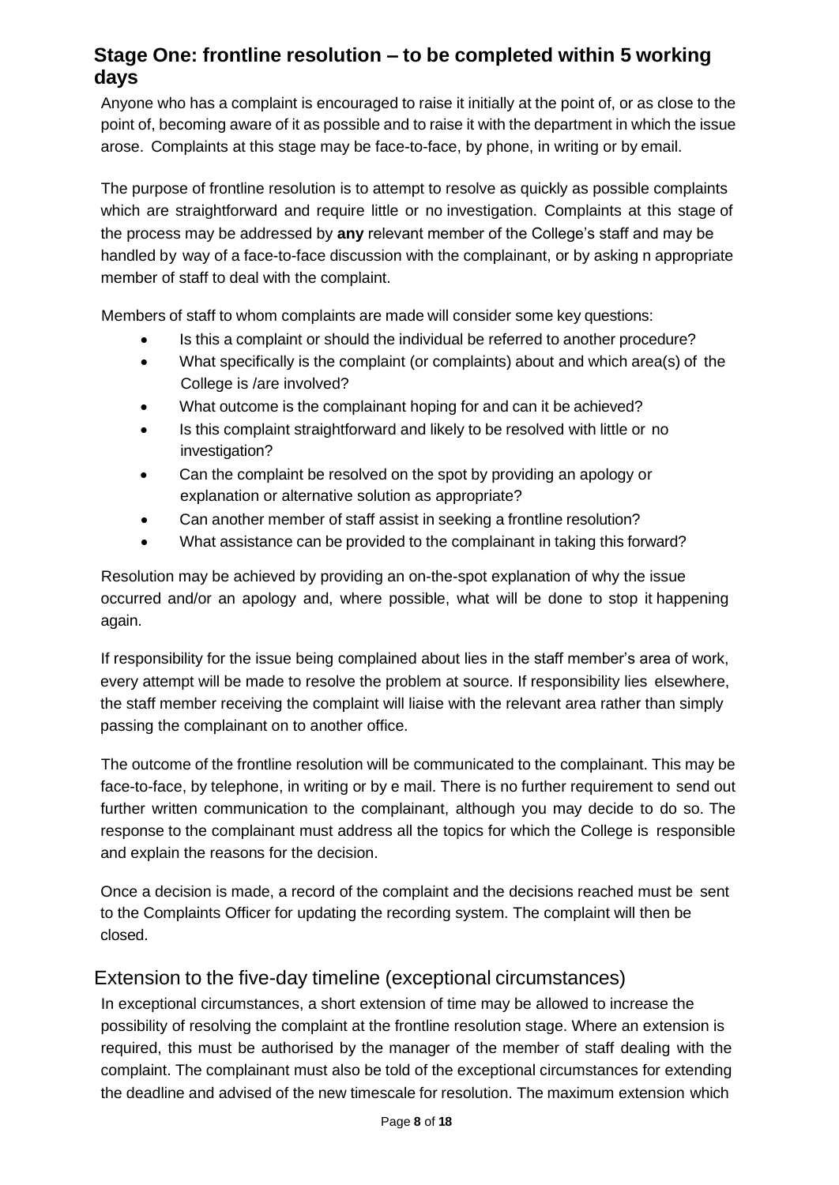## Stage One: frontline resolution – to be completed within 5 working days

Anyone who has a complaint is encouraged to raise it initially at the point of, or as close to the point of, becoming aware of it as possible and to raise it with the department in which the issue arose. Complaints at this stage may be face-to-face, by phone, in writing or by email.

The purpose of frontline resolution is to attempt to resolve as quickly as possible complaints which are straightforward and require little or no investigation. Complaints at this stage of the process may be addressed by **any** relevant member of the College's staff and may be handled by way of a face-to-face discussion with the complainant, or by asking n appropriate member of staff to deal with the complaint.

Members of staff to whom complaints are made will consider some key questions:

- Is this a complaint or should the individual be referred to another procedure?
- What specifically is the complaint (or complaints) about and which area(s) of the College is /are involved?
- What outcome is the complainant hoping for and can it be achieved?
- Is this complaint straightforward and likely to be resolved with little or no investigation?
- Can the complaint be resolved on the spot by providing an apology or explanation or alternative solution as appropriate?
- Can another member of staff assist in seeking a frontline resolution?
- What assistance can be provided to the complainant in taking this forward?

Resolution may be achieved by providing an on-the-spot explanation of why the issue occurred and/or an apology and, where possible, what will be done to stop it happening again.

If responsibility for the issue being complained about lies in the staff member's area of work, every attempt will be made to resolve the problem at source. If responsibility lies elsewhere, the staff member receiving the complaint will liaise with the relevant area rather than simply passing the complainant on to another office.

The outcome of the frontline resolution will be communicated to the complainant. This may be face-to-face, by telephone, in writing or by e mail. There is no further requirement to send out further written communication to the complainant, although you may decide to do so. The response to the complainant must address all the topics for which the College is responsible and explain the reasons for the decision.

Once a decision is made, a record of the complaint and the decisions reached must be sent to the Complaints Officer for updating the recording system. The complaint will then be closed.

### Extension to the five-day timeline (exceptional circumstances)

In exceptional circumstances, a short extension of time may be allowed to increase the possibility of resolving the complaint at the frontline resolution stage. Where an extension is required, this must be authorised by the manager of the member of staff dealing with the complaint. The complainant must also be told of the exceptional circumstances for extending the deadline and advised of the new timescale for resolution. The maximum extension which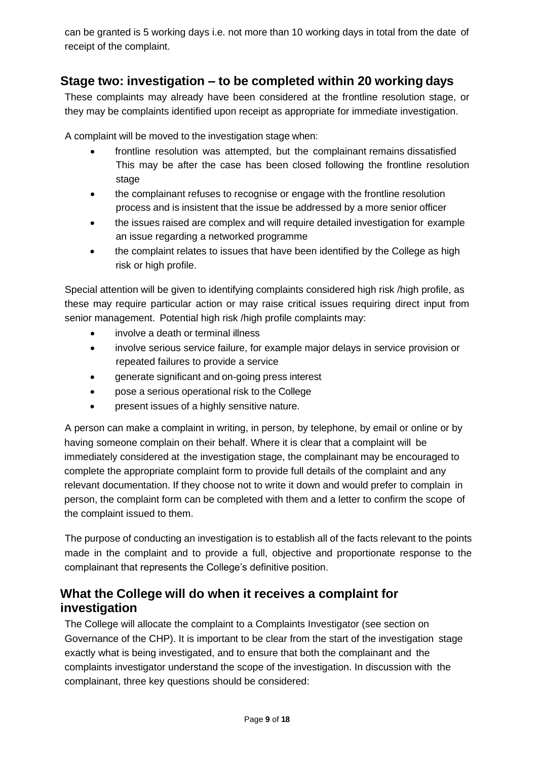can be granted is 5 working days i.e. not more than 10 working days in total from the date of receipt of the complaint.

## Stage two: investigation – to be completed within 20 working days

These complaints may already have been considered at the frontline resolution stage, or they may be complaints identified upon receipt as appropriate for immediate investigation.

A complaint will be moved to the investigation stage when:

- frontline resolution was attempted, but the complainant remains dissatisfied This may be after the case has been closed following the frontline resolution stage
- the complainant refuses to recognise or engage with the frontline resolution process and is insistent that the issue be addressed by a more senior officer
- the issues raised are complex and will require detailed investigation for example an issue regarding a networked programme
- the complaint relates to issues that have been identified by the College as high risk or high profile.

Special attention will be given to identifying complaints considered high risk /high profile, as these may require particular action or may raise critical issues requiring direct input from senior management. Potential high risk /high profile complaints may:

- involve a death or terminal illness
- involve serious service failure, for example major delays in service provision or repeated failures to provide a service
- generate significant and on-going press interest
- pose a serious operational risk to the College
- present issues of a highly sensitive nature.

A person can make a complaint in writing, in person, by telephone, by email or online or by having someone complain on their behalf. Where it is clear that a complaint will be immediately considered at the investigation stage, the complainant may be encouraged to complete the appropriate complaint form to provide full details of the complaint and any relevant documentation. If they choose not to write it down and would prefer to complain in person, the complaint form can be completed with them and a letter to confirm the scope of the complaint issued to them.

The purpose of conducting an investigation is to establish all of the facts relevant to the points made in the complaint and to provide a full, objective and proportionate response to the complainant that represents the College's definitive position.

## What the College will do when it receives a complaint for investigation

The College will allocate the complaint to a Complaints Investigator (see section on Governance of the CHP). It is important to be clear from the start of the investigation stage exactly what is being investigated, and to ensure that both the complainant and the complaints investigator understand the scope of the investigation. In discussion with the complainant, three key questions should be considered: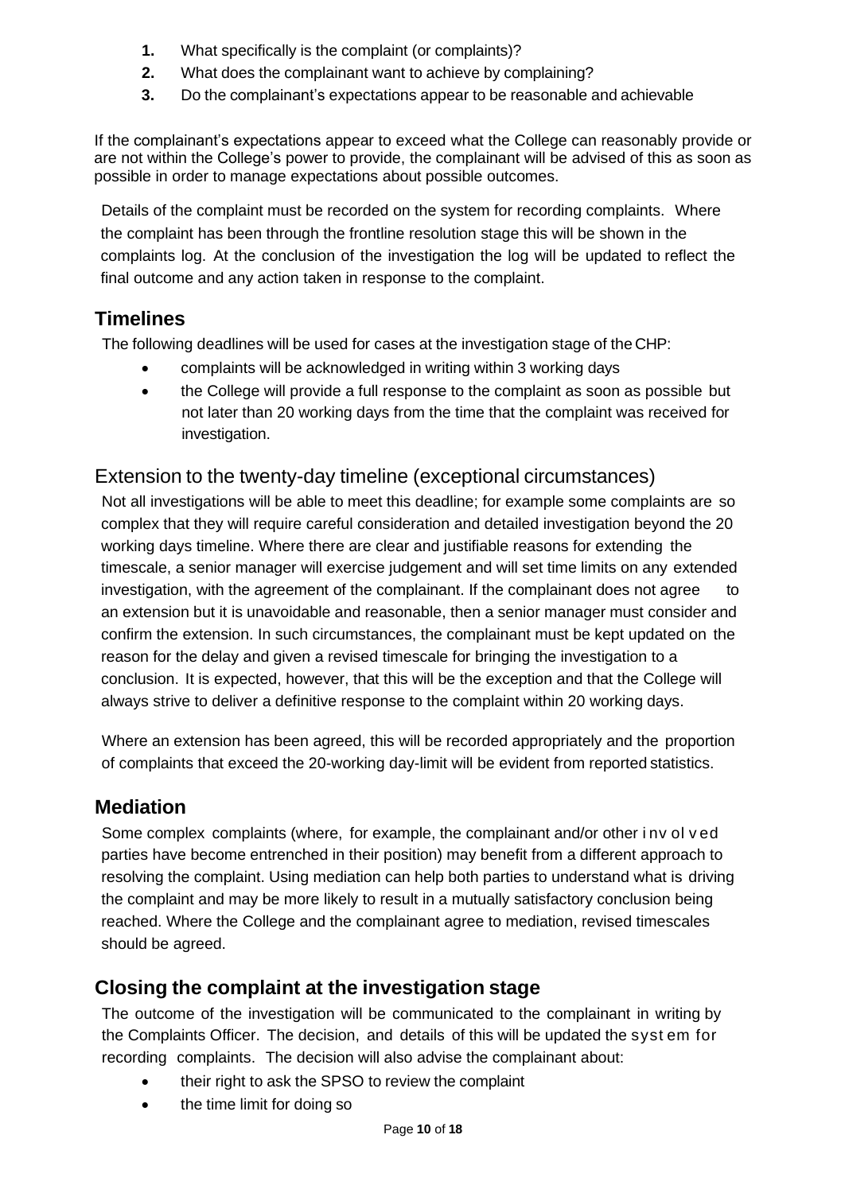1. What specifically is the complaint (or complaints)?
2. What does the complainant want to achieve by complaining?
3. Do the complainant's expectations appear to be reasonable and achievable

If the complainant's expectations appear to exceed what the College can reasonably provide or are not within the College's power to provide, the complainant will be advised of this as soon as possible in order to manage expectations about possible outcomes.

Details of the complaint must be recorded on the system for recording complaints. Where the complaint has been through the frontline resolution stage this will be shown in the complaints log. At the conclusion of the investigation the log will be updated to reflect the final outcome and any action taken in response to the complaint.

## Timelines

The following deadlines will be used for cases at the investigation stage of the CHP:

- complaints will be acknowledged in writing within 3 working days
- the College will provide a full response to the complaint as soon as possible but not later than 20 working days from the time that the complaint was received for investigation.

### Extension to the twenty-day timeline (exceptional circumstances)

Not all investigations will be able to meet this deadline; for example some complaints are so complex that they will require careful consideration and detailed investigation beyond the 20 working days timeline. Where there are clear and justifiable reasons for extending the timescale, a senior manager will exercise judgement and will set time limits on any extended investigation, with the agreement of the complainant. If the complainant does not agree to an extension but it is unavoidable and reasonable, then a senior manager must consider and confirm the extension. In such circumstances, the complainant must be kept updated on the reason for the delay and given a revised timescale for bringing the investigation to a conclusion. It is expected, however, that this will be the exception and that the College will always strive to deliver a definitive response to the complaint within 20 working days.

Where an extension has been agreed, this will be recorded appropriately and the proportion of complaints that exceed the 20-working day-limit will be evident from reported statistics.

## Mediation

Some complex complaints (where, for example, the complainant and/or other involved parties have become entrenched in their position) may benefit from a different approach to resolving the complaint. Using mediation can help both parties to understand what is driving the complaint and may be more likely to result in a mutually satisfactory conclusion being reached. Where the College and the complainant agree to mediation, revised timescales should be agreed.

## Closing the complaint at the investigation stage

The outcome of the investigation will be communicated to the complainant in writing by the Complaints Officer. The decision, and details of this will be updated the system for recording complaints. The decision will also advise the complainant about:

- their right to ask the SPSO to review the complaint
- the time limit for doing so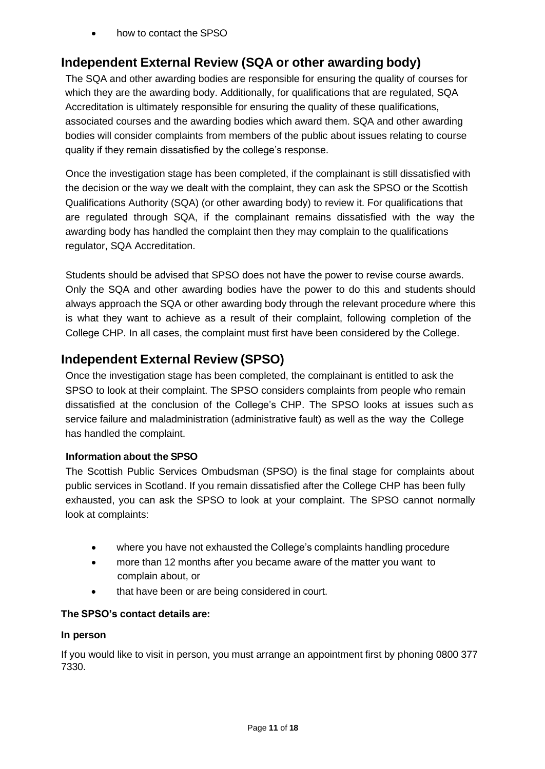- how to contact the SPSO

## Independent External Review (SQA or other awarding body)

The SQA and other awarding bodies are responsible for ensuring the quality of courses for which they are the awarding body. Additionally, for qualifications that are regulated, SQA Accreditation is ultimately responsible for ensuring the quality of these qualifications, associated courses and the awarding bodies which award them. SQA and other awarding bodies will consider complaints from members of the public about issues relating to course quality if they remain dissatisfied by the college's response.

Once the investigation stage has been completed, if the complainant is still dissatisfied with the decision or the way we dealt with the complaint, they can ask the SPSO or the Scottish Qualifications Authority (SQA) (or other awarding body) to review it. For qualifications that are regulated through SQA, if the complainant remains dissatisfied with the way the awarding body has handled the complaint then they may complain to the qualifications regulator, SQA Accreditation.

Students should be advised that SPSO does not have the power to revise course awards. Only the SQA and other awarding bodies have the power to do this and students should always approach the SQA or other awarding body through the relevant procedure where this is what they want to achieve as a result of their complaint, following completion of the College CHP. In all cases, the complaint must first have been considered by the College.

## Independent External Review (SPSO)

Once the investigation stage has been completed, the complainant is entitled to ask the SPSO to look at their complaint. The SPSO considers complaints from people who remain dissatisfied at the conclusion of the College's CHP. The SPSO looks at issues such as service failure and maladministration (administrative fault) as well as the way the College has handled the complaint.

**Information about the SPSO**

The Scottish Public Services Ombudsman (SPSO) is the final stage for complaints about public services in Scotland. If you remain dissatisfied after the College CHP has been fully exhausted, you can ask the SPSO to look at your complaint. The SPSO cannot normally look at complaints:

- where you have not exhausted the College's complaints handling procedure
- more than 12 months after you became aware of the matter you want to complain about, or
- that have been or are being considered in court.

**The SPSO's contact details are:**

**In person**

If you would like to visit in person, you must arrange an appointment first by phoning 0800 377 7330.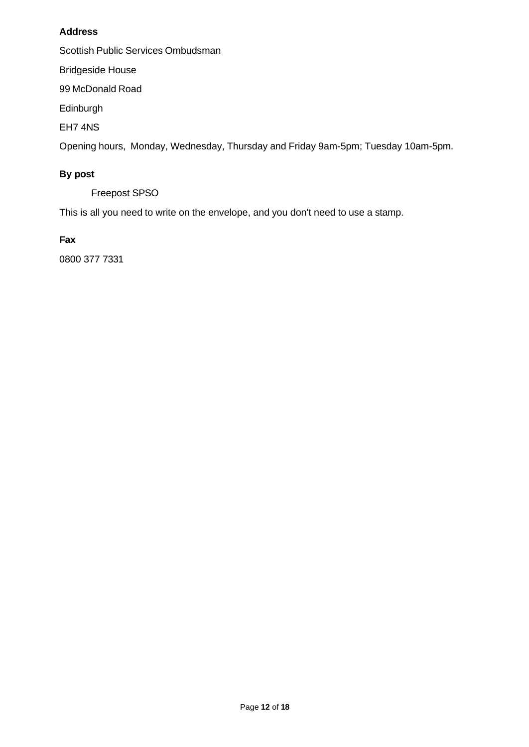**Address**

Scottish Public Services Ombudsman

Bridgeside House

99 McDonald Road

Edinburgh

EH7 4NS

Opening hours, Monday, Wednesday, Thursday and Friday 9am-5pm; Tuesday 10am-5pm.

**By post**

Freepost SPSO

This is all you need to write on the envelope, and you don't need to use a stamp.

**Fax**

0800 377 7331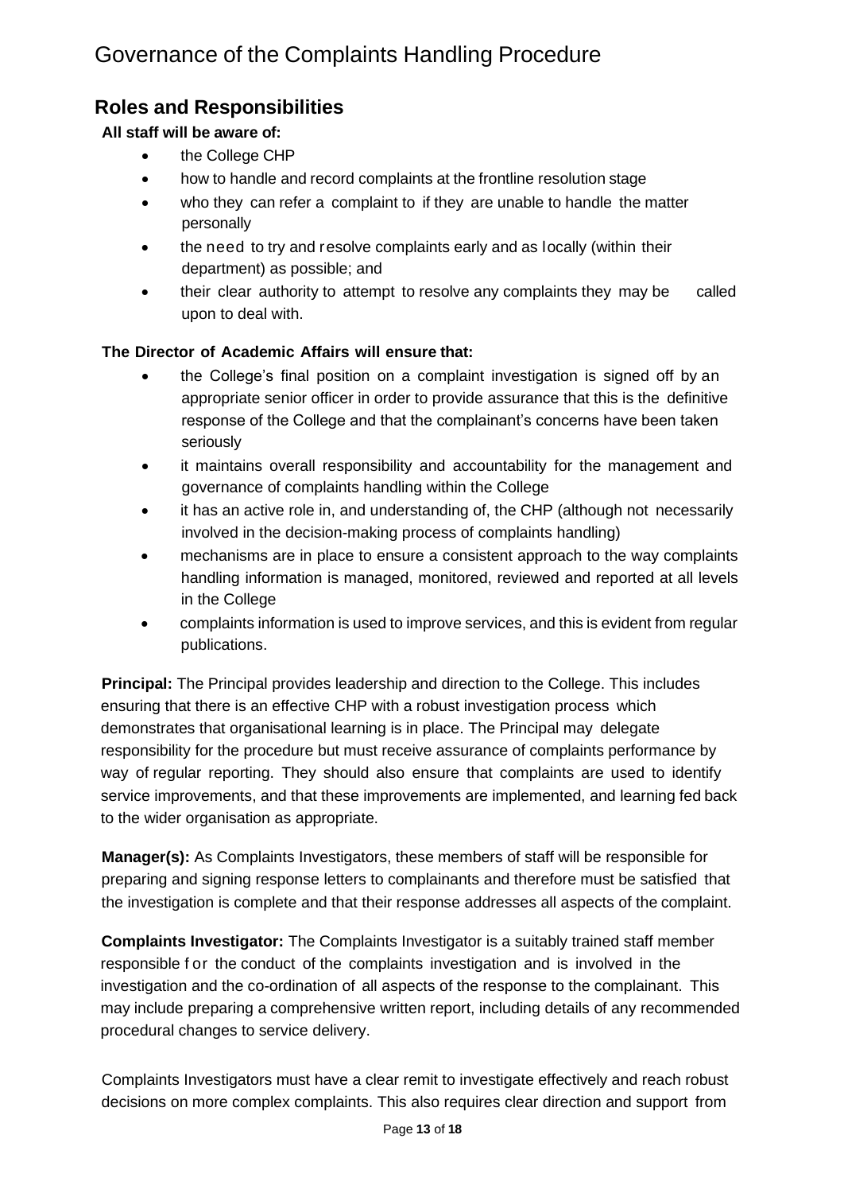# Governance of the Complaints Handling Procedure

## Roles and Responsibilities

**All staff will be aware of:**

- the College CHP
- how to handle and record complaints at the frontline resolution stage
- who they can refer a complaint to if they are unable to handle the matter personally
- the need to try and resolve complaints early and as locally (within their department) as possible; and
- their clear authority to attempt to resolve any complaints they may be called upon to deal with.

**The Director of Academic Affairs will ensure that:**

- the College's final position on a complaint investigation is signed off by an appropriate senior officer in order to provide assurance that this is the definitive response of the College and that the complainant's concerns have been taken seriously
- it maintains overall responsibility and accountability for the management and governance of complaints handling within the College
- it has an active role in, and understanding of, the CHP (although not necessarily involved in the decision-making process of complaints handling)
- mechanisms are in place to ensure a consistent approach to the way complaints handling information is managed, monitored, reviewed and reported at all levels in the College
- complaints information is used to improve services, and this is evident from regular publications.

**Principal:** The Principal provides leadership and direction to the College. This includes ensuring that there is an effective CHP with a robust investigation process which demonstrates that organisational learning is in place. The Principal may delegate responsibility for the procedure but must receive assurance of complaints performance by way of regular reporting. They should also ensure that complaints are used to identify service improvements, and that these improvements are implemented, and learning fed back to the wider organisation as appropriate.

**Manager(s):** As Complaints Investigators, these members of staff will be responsible for preparing and signing response letters to complainants and therefore must be satisfied that the investigation is complete and that their response addresses all aspects of the complaint.

**Complaints Investigator:** The Complaints Investigator is a suitably trained staff member responsible for the conduct of the complaints investigation and is involved in the investigation and the co-ordination of all aspects of the response to the complainant. This may include preparing a comprehensive written report, including details of any recommended procedural changes to service delivery.

Complaints Investigators must have a clear remit to investigate effectively and reach robust decisions on more complex complaints. This also requires clear direction and support from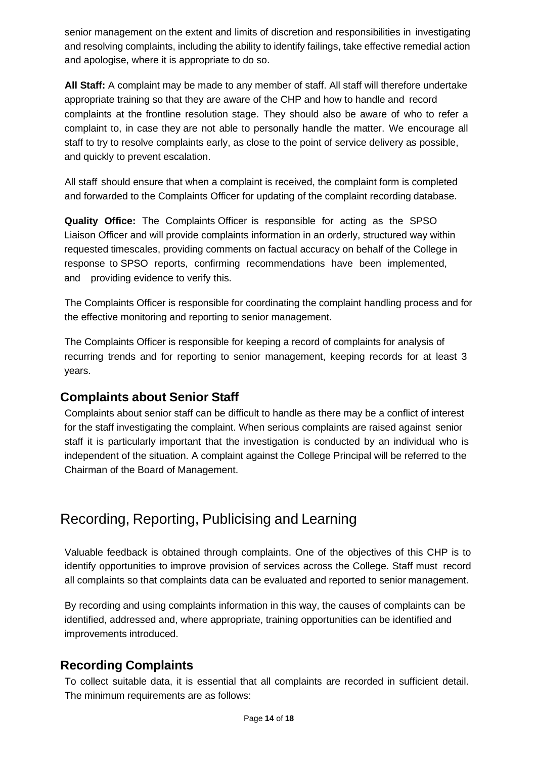senior management on the extent and limits of discretion and responsibilities in investigating and resolving complaints, including the ability to identify failings, take effective remedial action and apologise, where it is appropriate to do so.

**All Staff:** A complaint may be made to any member of staff. All staff will therefore undertake appropriate training so that they are aware of the CHP and how to handle and record complaints at the frontline resolution stage. They should also be aware of who to refer a complaint to, in case they are not able to personally handle the matter. We encourage all staff to try to resolve complaints early, as close to the point of service delivery as possible, and quickly to prevent escalation.

All staff should ensure that when a complaint is received, the complaint form is completed and forwarded to the Complaints Officer for updating of the complaint recording database.

**Quality Office:** The Complaints Officer is responsible for acting as the SPSO Liaison Officer and will provide complaints information in an orderly, structured way within requested timescales, providing comments on factual accuracy on behalf of the College in response to SPSO reports, confirming recommendations have been implemented, and providing evidence to verify this.

The Complaints Officer is responsible for coordinating the complaint handling process and for the effective monitoring and reporting to senior management.

The Complaints Officer is responsible for keeping a record of complaints for analysis of recurring trends and for reporting to senior management, keeping records for at least 3 years.

## Complaints about Senior Staff

Complaints about senior staff can be difficult to handle as there may be a conflict of interest for the staff investigating the complaint. When serious complaints are raised against senior staff it is particularly important that the investigation is conducted by an individual who is independent of the situation. A complaint against the College Principal will be referred to the Chairman of the Board of Management.

# Recording, Reporting, Publicising and Learning

Valuable feedback is obtained through complaints. One of the objectives of this CHP is to identify opportunities to improve provision of services across the College. Staff must record all complaints so that complaints data can be evaluated and reported to senior management.

By recording and using complaints information in this way, the causes of complaints can be identified, addressed and, where appropriate, training opportunities can be identified and improvements introduced.

## Recording Complaints

To collect suitable data, it is essential that all complaints are recorded in sufficient detail. The minimum requirements are as follows: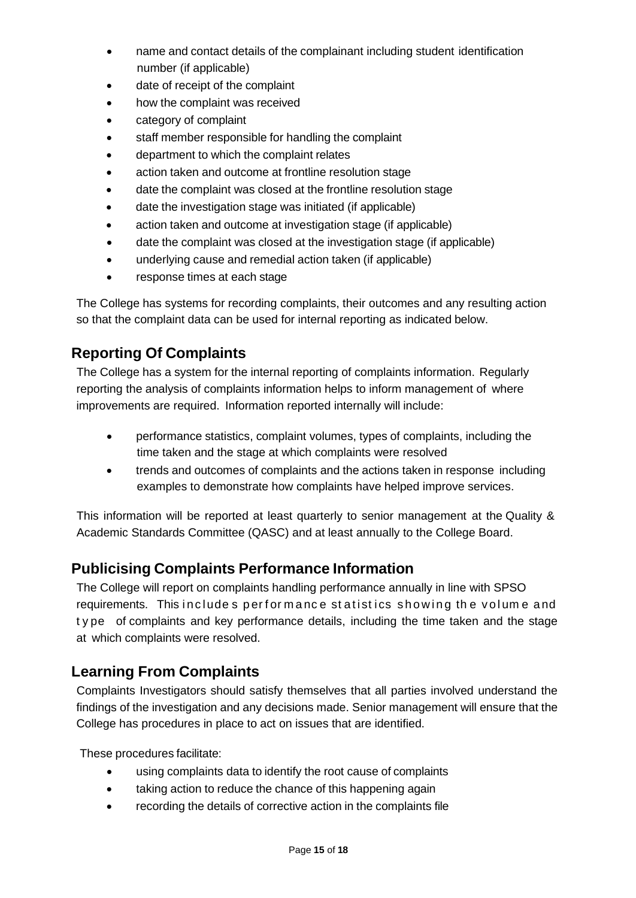- name and contact details of the complainant including student identification number (if applicable)
- date of receipt of the complaint
- how the complaint was received
- category of complaint
- staff member responsible for handling the complaint
- department to which the complaint relates
- action taken and outcome at frontline resolution stage
- date the complaint was closed at the frontline resolution stage
- date the investigation stage was initiated (if applicable)
- action taken and outcome at investigation stage (if applicable)
- date the complaint was closed at the investigation stage (if applicable)
- underlying cause and remedial action taken (if applicable)
- response times at each stage

The College has systems for recording complaints, their outcomes and any resulting action so that the complaint data can be used for internal reporting as indicated below.

## Reporting Of Complaints

The College has a system for the internal reporting of complaints information. Regularly reporting the analysis of complaints information helps to inform management of where improvements are required. Information reported internally will include:

- performance statistics, complaint volumes, types of complaints, including the time taken and the stage at which complaints were resolved
- trends and outcomes of complaints and the actions taken in response including examples to demonstrate how complaints have helped improve services.

This information will be reported at least quarterly to senior management at the Quality & Academic Standards Committee (QASC) and at least annually to the College Board.

## Publicising Complaints Performance Information

The College will report on complaints handling performance annually in line with SPSO requirements. This includes performance statistics showing the volume and type of complaints and key performance details, including the time taken and the stage at which complaints were resolved.

## Learning From Complaints

Complaints Investigators should satisfy themselves that all parties involved understand the findings of the investigation and any decisions made. Senior management will ensure that the College has procedures in place to act on issues that are identified.

These procedures facilitate:

- using complaints data to identify the root cause of complaints
- taking action to reduce the chance of this happening again
- recording the details of corrective action in the complaints file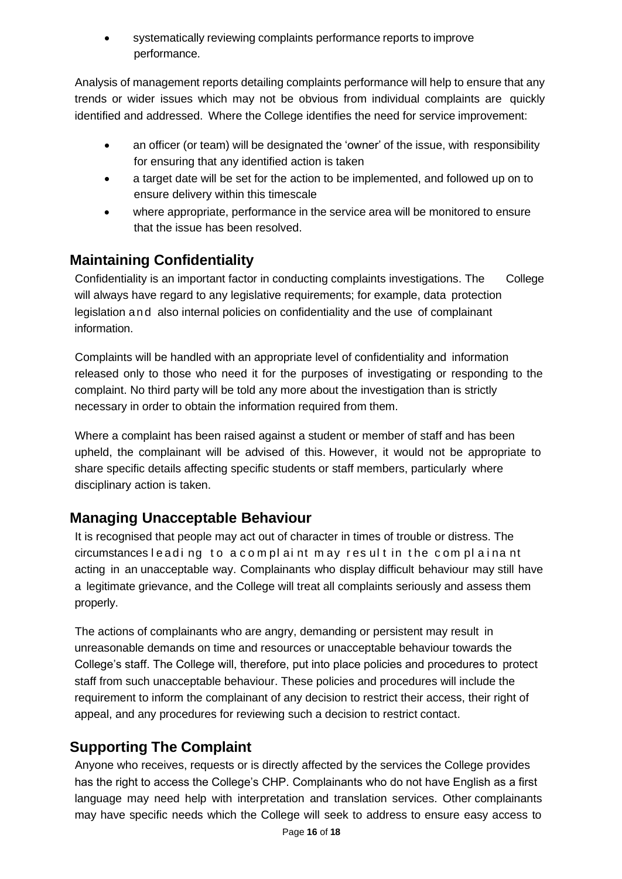- systematically reviewing complaints performance reports to improve performance.

Analysis of management reports detailing complaints performance will help to ensure that any trends or wider issues which may not be obvious from individual complaints are quickly identified and addressed. Where the College identifies the need for service improvement:

- an officer (or team) will be designated the 'owner' of the issue, with responsibility for ensuring that any identified action is taken
- a target date will be set for the action to be implemented, and followed up on to ensure delivery within this timescale
- where appropriate, performance in the service area will be monitored to ensure that the issue has been resolved.

## Maintaining Confidentiality

Confidentiality is an important factor in conducting complaints investigations. The College will always have regard to any legislative requirements; for example, data protection legislation and also internal policies on confidentiality and the use of complainant information.

Complaints will be handled with an appropriate level of confidentiality and information released only to those who need it for the purposes of investigating or responding to the complaint. No third party will be told any more about the investigation than is strictly necessary in order to obtain the information required from them.

Where a complaint has been raised against a student or member of staff and has been upheld, the complainant will be advised of this. However, it would not be appropriate to share specific details affecting specific students or staff members, particularly where disciplinary action is taken.

## Managing Unacceptable Behaviour

It is recognised that people may act out of character in times of trouble or distress. The circumstances leading to a complaint may result in the complainant acting in an unacceptable way. Complainants who display difficult behaviour may still have a legitimate grievance, and the College will treat all complaints seriously and assess them properly.

The actions of complainants who are angry, demanding or persistent may result in unreasonable demands on time and resources or unacceptable behaviour towards the College's staff. The College will, therefore, put into place policies and procedures to protect staff from such unacceptable behaviour. These policies and procedures will include the requirement to inform the complainant of any decision to restrict their access, their right of appeal, and any procedures for reviewing such a decision to restrict contact.

## Supporting The Complaint

Anyone who receives, requests or is directly affected by the services the College provides has the right to access the College's CHP. Complainants who do not have English as a first language may need help with interpretation and translation services. Other complainants may have specific needs which the College will seek to address to ensure easy access to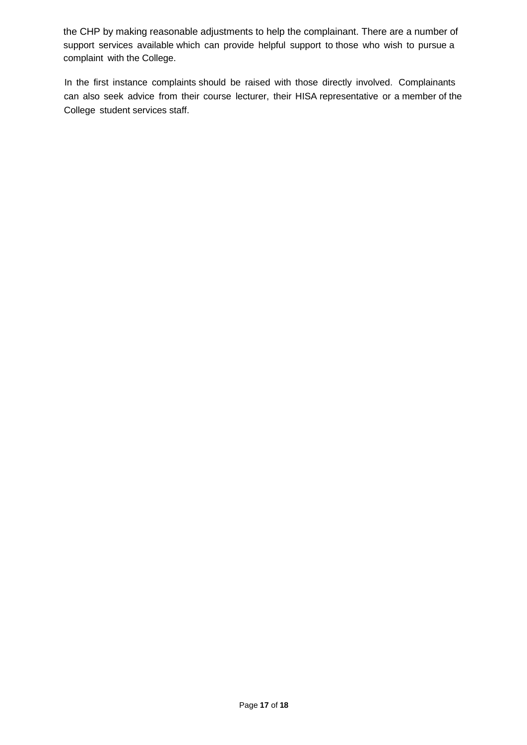the CHP by making reasonable adjustments to help the complainant. There are a number of support services available which can provide helpful support to those who wish to pursue a complaint with the College.

In the first instance complaints should be raised with those directly involved. Complainants can also seek advice from their course lecturer, their HISA representative or a member of the College student services staff.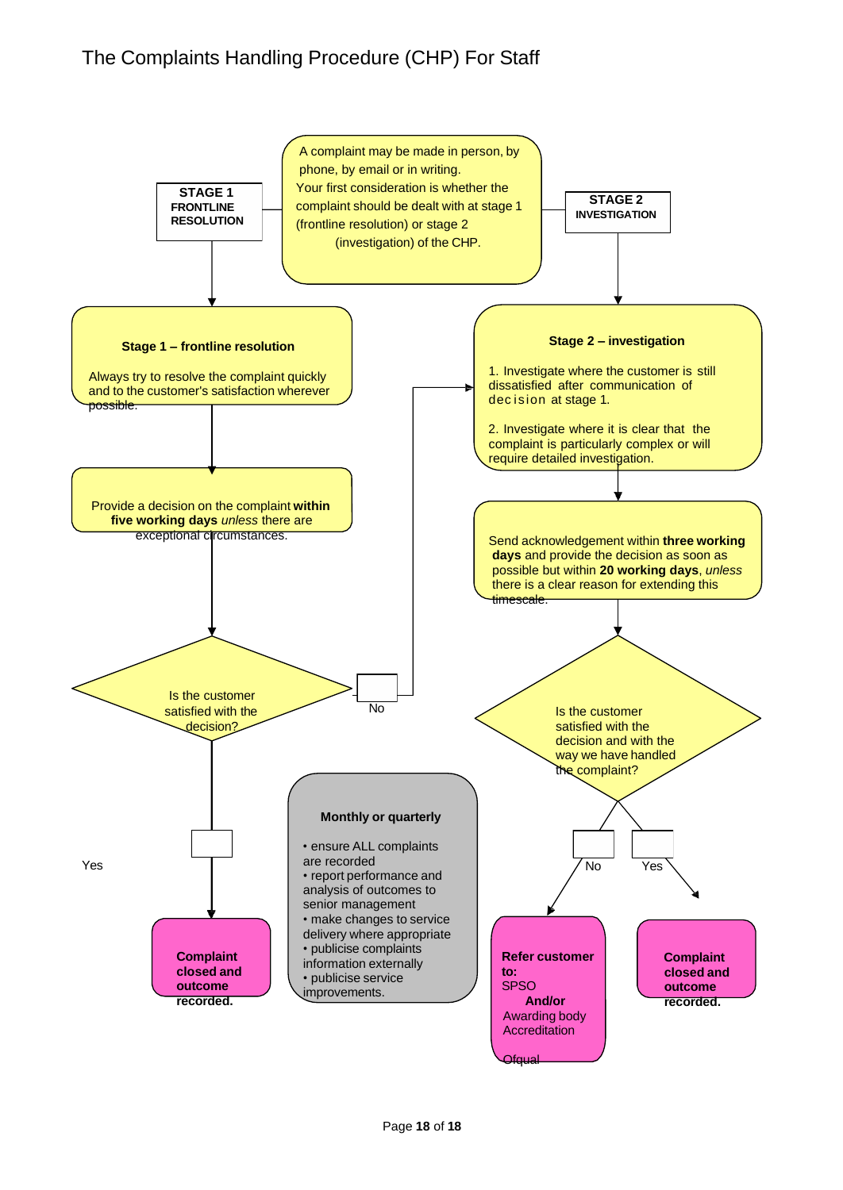# The Complaints Handling Procedure (CHP) For Staff

**STAGE 1**
**FRONTLINE RESOLUTION**

A complaint may be made in person, by phone, by email or in writing.
Your first consideration is whether the complaint should be dealt with at stage 1 (frontline resolution) or stage 2 (investigation) of the CHP.

**STAGE 2**
**INVESTIGATION**

**Stage 1 – frontline resolution**

Always try to resolve the complaint quickly and to the customer's satisfaction wherever possible.

Provide a decision on the complaint **within five working days** *unless* there are exceptional circumstances.

Is the customer satisfied with the decision?

No

Yes

**Complaint closed and outcome recorded.**

**Stage 2 – investigation**

1. Investigate where the customer is still dissatisfied after communication of decision at stage 1.

2. Investigate where it is clear that the complaint is particularly complex or will require detailed investigation.

Send acknowledgement within **three working days** and provide the decision as soon as possible but within **20 working days**, *unless* there is a clear reason for extending this timescale.

Is the customer satisfied with the decision and with the way we have handled the complaint?

No

Yes

**Refer customer to:**
SPSO
**And/or**
Awarding body
Accreditation
Ofqual

**Complaint closed and outcome recorded.**

**Monthly or quarterly**

- ensure ALL complaints are recorded
- report performance and analysis of outcomes to senior management
- make changes to service delivery where appropriate
- publicise complaints information externally
- publicise service improvements.